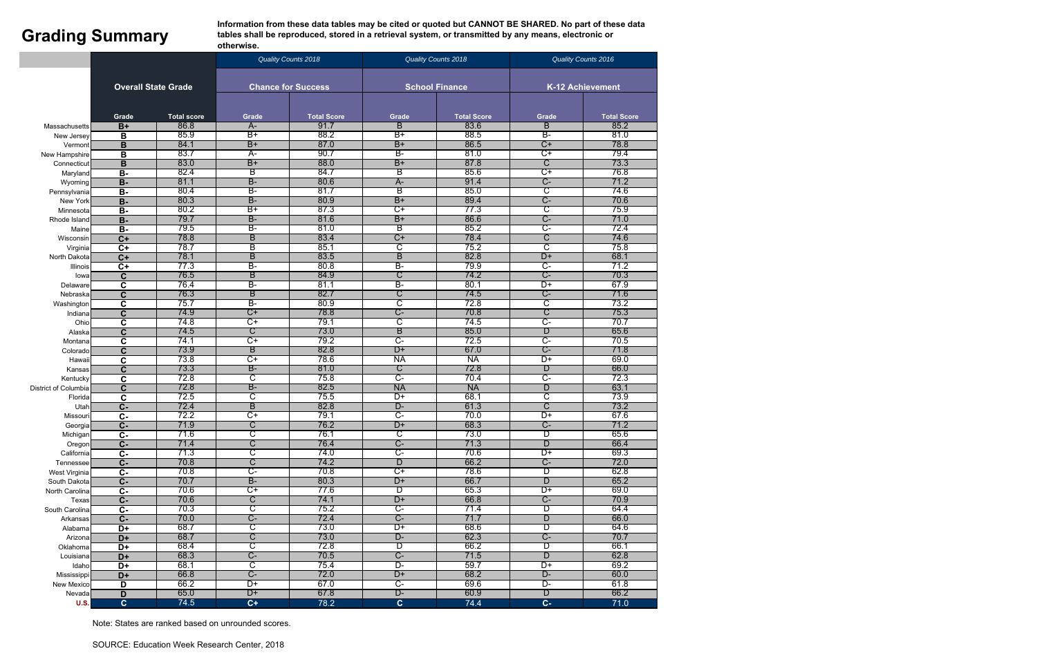# Grading Summary

**Information from these data tables may be cited or quoted but CANNOT BE SHARED. No part of these data tables shall be reproduced, stored in a retrieval system, or transmitted by any means, electronic or otherwise.**

| | Overall State Grade | | *Quality Counts 2018* Chance for Success | | *Quality Counts 2018* School Finance | | *Quality Counts 2016* K-12 Achievement | |
|---|---|---|---|---|---|---|---|---|
| | Grade | Total score | Grade | Total Score | Grade | Total Score | Grade | Total Score |
| Massachusetts | B+ | 86.8 | A- | 91.7 | B | 83.6 | B | 85.2 |
| New Jersey | B | 85.9 | B+ | 88.2 | B+ | 88.5 | B- | 81.0 |
| Vermont | B | 84.1 | B+ | 87.0 | B+ | 86.5 | C+ | 78.8 |
| New Hampshire | B | 83.7 | A- | 90.7 | B- | 81.0 | C+ | 79.4 |
| Connecticut | B | 83.0 | B+ | 88.0 | B+ | 87.8 | C | 73.3 |
| Maryland | B- | 82.4 | B | 84.7 | B | 85.6 | C+ | 76.8 |
| Wyoming | B- | 81.1 | B- | 80.6 | A- | 91.4 | C- | 71.2 |
| Pennsylvania | B- | 80.4 | B- | 81.7 | B | 85.0 | C | 74.6 |
| New York | B- | 80.3 | B- | 80.9 | B+ | 89.4 | C- | 70.6 |
| Minnesota | B- | 80.2 | B+ | 87.3 | C+ | 77.3 | C | 75.9 |
| Rhode Island | B- | 79.7 | B- | 81.6 | B+ | 86.6 | C- | 71.0 |
| Maine | B- | 79.5 | B- | 81.0 | B | 85.2 | C- | 72.4 |
| Wisconsin | C+ | 78.8 | B | 83.4 | C+ | 78.4 | C | 74.6 |
| Virginia | C+ | 78.7 | B | 85.1 | C | 75.2 | C | 75.8 |
| North Dakota | C+ | 78.1 | B | 83.5 | B | 82.8 | D+ | 68.1 |
| Illinois | C+ | 77.3 | B- | 80.8 | B- | 79.9 | C- | 71.2 |
| Iowa | C | 76.5 | B | 84.9 | C | 74.2 | C- | 70.3 |
| Delaware | C | 76.4 | B- | 81.1 | B- | 80.1 | D+ | 67.9 |
| Nebraska | C | 76.3 | B | 82.7 | C | 74.5 | C- | 71.6 |
| Washington | C | 75.7 | B- | 80.9 | C | 72.8 | C | 73.2 |
| Indiana | C | 74.9 | C+ | 78.8 | C- | 70.8 | C | 75.3 |
| Ohio | C | 74.8 | C+ | 79.1 | C | 74.5 | C- | 70.7 |
| Alaska | C | 74.5 | C | 73.0 | B | 85.0 | D | 65.6 |
| Montana | C | 74.1 | C+ | 79.2 | C- | 72.5 | C- | 70.5 |
| Colorado | C | 73.9 | B | 82.8 | D+ | 67.0 | C- | 71.8 |
| Hawaii | C | 73.8 | C+ | 78.6 | NA | NA | D+ | 69.0 |
| Kansas | C | 73.3 | B- | 81.0 | C | 72.8 | D | 66.0 |
| Kentucky | C | 72.8 | C | 75.8 | C- | 70.4 | C- | 72.3 |
| District of Columbia | C | 72.8 | B- | 82.5 | NA | NA | D | 63.1 |
| Florida | C | 72.5 | C | 75.5 | D+ | 68.1 | C | 73.9 |
| Utah | C- | 72.4 | B | 82.8 | D- | 61.3 | C | 73.2 |
| Missouri | C- | 72.2 | C+ | 79.1 | C- | 70.0 | D+ | 67.6 |
| Georgia | C- | 71.9 | C | 76.2 | D+ | 68.3 | C- | 71.2 |
| Michigan | C- | 71.6 | C | 76.1 | C | 73.0 | D | 65.6 |
| Oregon | C- | 71.4 | C | 76.4 | C- | 71.3 | D | 66.4 |
| California | C- | 71.3 | C | 74.0 | C- | 70.6 | D+ | 69.3 |
| Tennessee | C- | 70.8 | C | 74.2 | D | 66.2 | C- | 72.0 |
| West Virginia | C- | 70.8 | C- | 70.8 | C+ | 78.6 | D | 62.8 |
| South Dakota | C- | 70.7 | B- | 80.3 | D+ | 66.7 | D | 65.2 |
| North Carolina | C- | 70.6 | C+ | 77.6 | D | 65.3 | D+ | 69.0 |
| Texas | C- | 70.6 | C | 74.1 | D+ | 66.8 | C- | 70.9 |
| South Carolina | C- | 70.3 | C | 75.2 | C- | 71.4 | D | 64.4 |
| Arkansas | C- | 70.0 | C- | 72.4 | C- | 71.7 | D | 66.0 |
| Alabama | D+ | 68.7 | C | 73.0 | D+ | 68.6 | D | 64.6 |
| Arizona | D+ | 68.7 | C | 73.0 | D- | 62.3 | C- | 70.7 |
| Oklahoma | D+ | 68.4 | C | 72.8 | D | 66.2 | D | 66.1 |
| Louisiana | D+ | 68.3 | C- | 70.5 | C- | 71.5 | D | 62.8 |
| Idaho | D+ | 68.1 | C | 75.4 | D- | 59.7 | D+ | 69.2 |
| Mississippi | D+ | 66.8 | C- | 72.0 | D+ | 68.2 | D- | 60.0 |
| New Mexico | D | 66.2 | D+ | 67.0 | C- | 69.6 | D- | 61.8 |
| Nevada | D | 65.0 | D+ | 67.8 | D- | 60.9 | D | 66.2 |
| U.S. | C | 74.5 | C+ | 78.2 | C | 74.4 | C- | 71.0 |

Note: States are ranked based on unrounded scores.

SOURCE: Education Week Research Center, 2018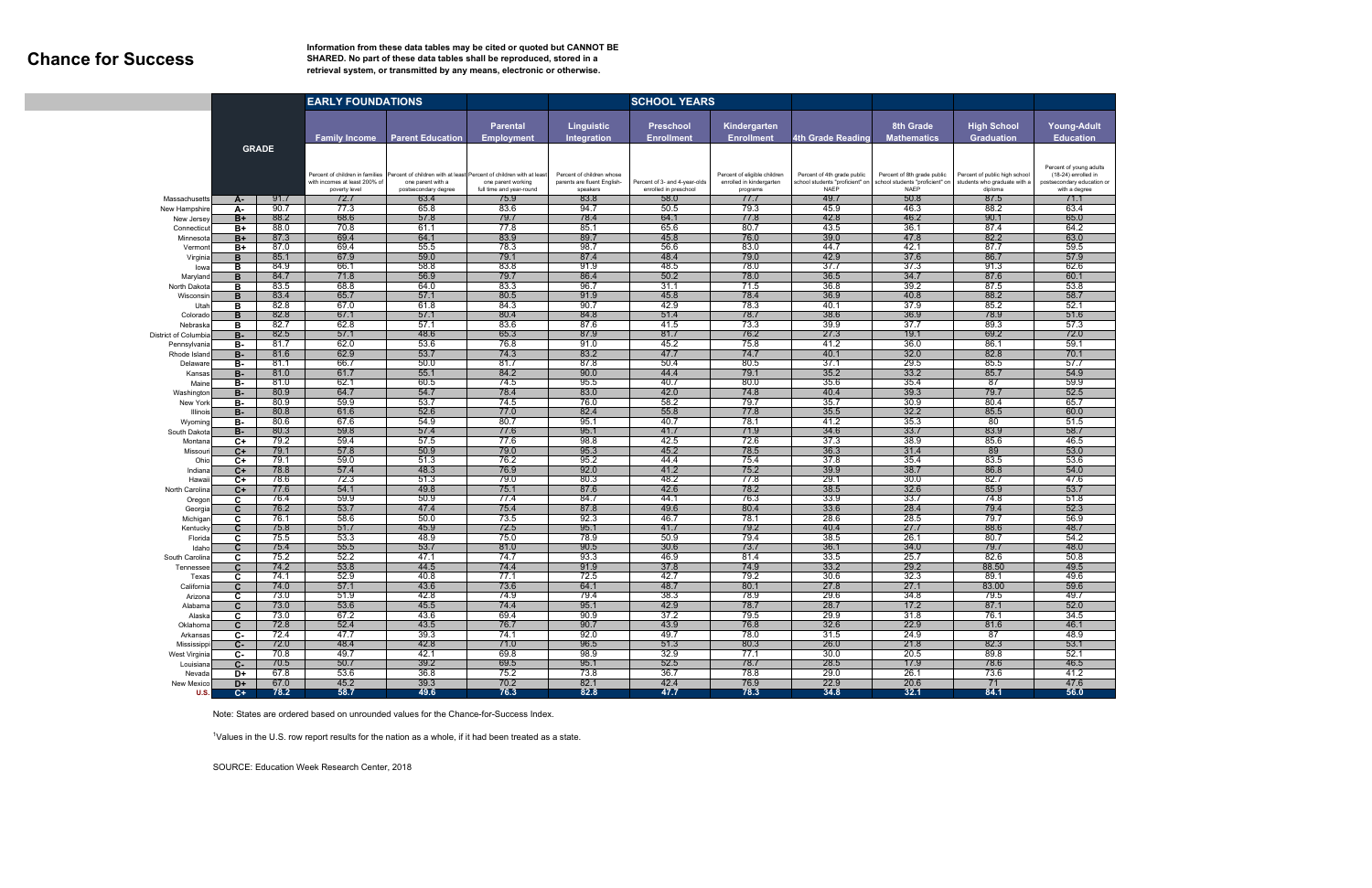# Chance for Success

**Information from these data tables may be cited or quoted but CANNOT BE SHARED. No part of these data tables shall be reproduced, stored in a retrieval system, or transmitted by any means, electronic or otherwise.**

| | GRADE | | EARLY FOUNDATIONS | | | SCHOOL YEARS | | | | | | |
|---|---|---|---|---|---|---|---|---|---|---|---|---|
| | | | **Family Income** | **Parent Education** | **Parental Employment** | **Linguistic Integration** | **Preschool Enrollment** | **Kindergarten Enrollment** | **4th Grade Reading** | **8th Grade Mathematics** | **High School Graduation** | **Young-Adult Education** |
| | | | Percent of children in families with incomes at least 200% of poverty level | Percent of children with at least one parent with a postsecondary degree | Percent of children with at least one parent working full time and year-round | Percent of children whose parents are fluent English-speakers | Percent of 3- and 4-year-olds enrolled in preschool | Percent of eligible children enrolled in kindergarten programs | Percent of 4th grade public school students "proficient" on NAEP | Percent of 8th grade public school students "proficient" on NAEP | Percent of public high school students who graduate with a diploma | Percent of young adults (18-24) enrolled in postsecondary education or with a degree |
| Massachusetts | A- | 91.7 | 72.7 | 63.4 | 75.9 | 83.8 | 58.0 | 77.7 | 49.7 | 50.8 | 87.5 | 71.1 |
| New Hampshire | A- | 90.7 | 77.3 | 65.8 | 83.6 | 94.7 | 50.5 | 79.3 | 45.9 | 46.3 | 88.2 | 63.4 |
| New Jersey | B+ | 88.2 | 68.6 | 57.8 | 79.7 | 78.4 | 64.1 | 77.8 | 42.8 | 46.2 | 90.1 | 65.0 |
| Connecticut | B+ | 88.0 | 70.8 | 61.1 | 77.8 | 85.1 | 65.6 | 80.7 | 43.5 | 36.1 | 87.4 | 64.2 |
| Minnesota | B+ | 87.3 | 69.4 | 64.1 | 83.9 | 89.7 | 45.8 | 76.0 | 39.0 | 47.8 | 82.2 | 63.0 |
| Vermont | B+ | 87.0 | 69.4 | 55.5 | 78.3 | 98.7 | 56.6 | 83.0 | 44.7 | 42.1 | 87.7 | 59.5 |
| Virginia | B | 85.1 | 67.9 | 59.0 | 79.1 | 87.4 | 48.4 | 79.0 | 42.9 | 37.6 | 86.7 | 57.9 |
| Iowa | B | 84.9 | 66.1 | 58.8 | 83.8 | 91.9 | 48.5 | 78.0 | 37.7 | 37.3 | 91.3 | 62.6 |
| Maryland | B | 84.7 | 71.8 | 56.9 | 79.7 | 86.4 | 50.2 | 78.0 | 36.5 | 34.7 | 87.6 | 60.1 |
| North Dakota | B | 83.5 | 68.8 | 64.0 | 83.3 | 96.7 | 31.1 | 71.5 | 36.8 | 39.2 | 87.5 | 53.8 |
| Wisconsin | B | 83.4 | 65.7 | 57.1 | 80.5 | 91.9 | 45.8 | 78.4 | 36.9 | 40.8 | 88.2 | 58.7 |
| Utah | B | 82.8 | 67.0 | 61.8 | 84.3 | 90.7 | 42.9 | 78.3 | 40.1 | 37.9 | 85.2 | 52.1 |
| Colorado | B | 82.8 | 67.1 | 57.1 | 80.4 | 84.8 | 51.4 | 78.7 | 38.6 | 36.9 | 78.9 | 51.6 |
| Nebraska | B | 82.7 | 62.8 | 57.1 | 83.6 | 87.6 | 41.5 | 73.3 | 39.9 | 37.7 | 89.3 | 57.3 |
| District of Columbia | B- | 82.5 | 57.1 | 48.6 | 65.3 | 87.9 | 81.7 | 76.2 | 27.3 | 19.1 | 69.2 | 72.0 |
| Pennsylvania | B- | 81.7 | 62.0 | 53.6 | 76.8 | 91.0 | 45.2 | 75.8 | 41.2 | 36.0 | 86.1 | 59.1 |
| Rhode Island | B- | 81.6 | 62.9 | 53.7 | 74.3 | 83.2 | 47.7 | 74.7 | 40.1 | 32.0 | 82.8 | 70.1 |
| Delaware | B- | 81.1 | 66.7 | 50.0 | 81.7 | 87.8 | 50.4 | 80.5 | 37.1 | 29.5 | 85.5 | 57.7 |
| Kansas | B- | 81.0 | 61.7 | 55.1 | 84.2 | 90.0 | 44.4 | 79.1 | 35.2 | 33.2 | 85.7 | 54.9 |
| Maine | B- | 81.0 | 62.1 | 60.5 | 74.5 | 96.5 | 40.7 | 80.0 | 35.6 | 35.4 | 87 | 59.9 |
| Washington | B- | 80.9 | 64.7 | 54.7 | 78.4 | 83.0 | 42.0 | 74.8 | 40.4 | 39.3 | 79.7 | 52.5 |
| New York | B- | 80.9 | 59.9 | 53.7 | 74.5 | 76.0 | 58.2 | 79.7 | 35.7 | 30.9 | 80.4 | 65.7 |
| Illinois | B- | 80.8 | 61.6 | 52.6 | 77.0 | 82.4 | 55.8 | 77.8 | 35.5 | 32.2 | 85.5 | 60.0 |
| Wyoming | B- | 80.6 | 67.6 | 54.9 | 80.7 | 95.1 | 40.7 | 78.1 | 41.2 | 35.3 | 80 | 51.5 |
| South Dakota | B- | 80.3 | 59.8 | 57.4 | 77.6 | 95.1 | 41.7 | 71.9 | 34.6 | 33.7 | 83.9 | 58.7 |
| Montana | C+ | 79.2 | 59.4 | 57.5 | 77.6 | 98.8 | 42.5 | 72.6 | 37.3 | 38.9 | 85.6 | 46.5 |
| Missouri | C+ | 79.1 | 57.8 | 50.9 | 79.0 | 95.3 | 45.2 | 78.5 | 36.3 | 31.4 | 89 | 53.0 |
| Ohio | C+ | 79.1 | 59.0 | 51.3 | 76.2 | 95.2 | 44.4 | 75.4 | 37.8 | 35.4 | 83.5 | 53.6 |
| Indiana | C+ | 78.8 | 57.4 | 48.3 | 76.9 | 92.0 | 41.2 | 75.2 | 39.9 | 38.7 | 86.8 | 54.0 |
| Hawaii | C+ | 78.6 | 72.3 | 51.3 | 79.0 | 80.3 | 48.2 | 77.8 | 29.1 | 30.0 | 82.7 | 47.6 |
| North Carolina | C+ | 77.6 | 54.1 | 49.8 | 75.1 | 87.6 | 42.6 | 78.2 | 38.5 | 32.6 | 85.9 | 53.7 |
| Oregon | C | 76.4 | 59.9 | 50.9 | 77.4 | 84.7 | 44.1 | 76.3 | 33.9 | 33.7 | 74.8 | 51.8 |
| Georgia | C | 76.2 | 53.7 | 47.4 | 75.4 | 87.8 | 49.6 | 80.4 | 33.6 | 28.4 | 79.4 | 52.3 |
| Michigan | C | 76.1 | 58.6 | 50.0 | 73.5 | 92.3 | 46.7 | 78.1 | 28.6 | 28.5 | 79.7 | 56.9 |
| Kentucky | C | 75.8 | 51.7 | 45.9 | 72.5 | 95.1 | 41.7 | 79.2 | 40.4 | 27.7 | 88.6 | 48.7 |
| Florida | C | 75.5 | 53.3 | 48.9 | 75.0 | 78.9 | 50.9 | 79.4 | 38.5 | 26.1 | 80.7 | 54.2 |
| Idaho | C | 75.4 | 55.5 | 53.7 | 81.0 | 90.5 | 30.6 | 73.7 | 36.1 | 34.0 | 79.7 | 48.0 |
| South Carolina | C | 75.2 | 52.2 | 47.1 | 74.7 | 93.3 | 46.9 | 81.4 | 33.5 | 25.7 | 82.6 | 50.8 |
| Tennessee | C | 74.2 | 53.8 | 44.5 | 74.4 | 91.9 | 37.8 | 74.9 | 33.2 | 29.2 | 88.50 | 49.5 |
| Texas | C | 74.1 | 52.9 | 40.8 | 77.1 | 72.5 | 42.7 | 79.2 | 30.6 | 32.3 | 89.1 | 49.6 |
| California | C | 74.0 | 57.1 | 43.6 | 73.6 | 64.1 | 48.7 | 80.1 | 27.8 | 27.1 | 83.00 | 59.6 |
| Arizona | C | 73.0 | 51.9 | 42.8 | 74.9 | 79.4 | 38.3 | 78.9 | 29.6 | 34.8 | 79.5 | 49.7 |
| Alabama | C | 73.0 | 53.6 | 45.5 | 74.4 | 95.1 | 42.9 | 78.7 | 28.7 | 17.2 | 87.1 | 52.0 |
| Alaska | C | 73.0 | 67.2 | 43.6 | 69.4 | 90.9 | 37.2 | 79.5 | 29.9 | 31.8 | 76.1 | 34.5 |
| Oklahoma | C | 72.8 | 52.4 | 43.5 | 76.7 | 90.7 | 43.9 | 76.8 | 32.6 | 22.9 | 81.6 | 46.1 |
| Arkansas | C- | 72.4 | 47.7 | 39.3 | 74.1 | 92.0 | 49.7 | 78.0 | 31.5 | 24.9 | 87 | 48.9 |
| Mississippi | C- | 72.0 | 48.4 | 42.8 | 71.0 | 96.5 | 51.3 | 80.3 | 26.0 | 21.8 | 82.3 | 53.1 |
| West Virginia | C- | 70.8 | 49.7 | 42.1 | 69.8 | 98.9 | 32.9 | 77.1 | 30.0 | 20.5 | 89.8 | 52.1 |
| Louisiana | C- | 70.5 | 50.7 | 39.2 | 69.5 | 95.1 | 52.5 | 78.7 | 28.5 | 17.9 | 78.6 | 46.5 |
| Nevada | D+ | 67.8 | 53.6 | 36.8 | 75.2 | 73.8 | 36.7 | 78.8 | 29.0 | 26.1 | 73.6 | 41.2 |
| New Mexico | D+ | 67.0 | 45.2 | 39.3 | 70.2 | 82.1 | 42.4 | 76.9 | 22.9 | 20.6 | 71 | 47.6 |
| **U.S.** | **C+** | **78.2** | **58.7** | **49.6** | **76.3** | **82.8** | **47.7** | **78.3** | **34.8** | **32.1** | **84.1** | **56.0** |

Note: States are ordered based on unrounded values for the Chance-for-Success Index.

[1]Values in the U.S. row report results for the nation as a whole, if it had been treated as a state.

SOURCE: Education Week Research Center, 2018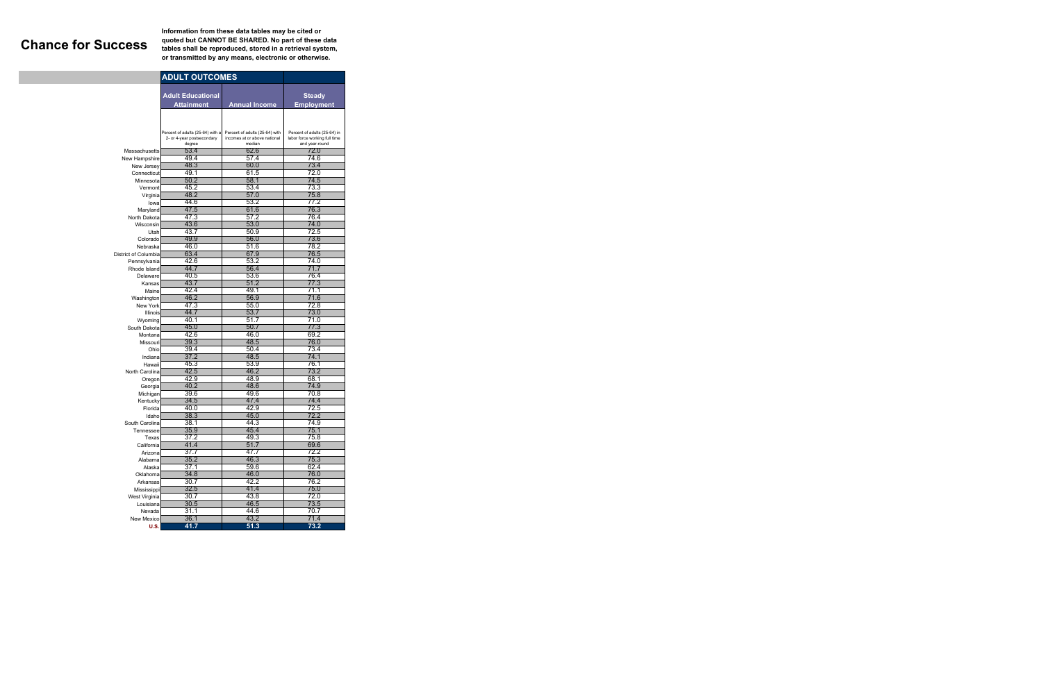# Chance for Success

**Information from these data tables may be cited or quoted but CANNOT BE SHARED. No part of these data tables shall be reproduced, stored in a retrieval system, or transmitted by any means, electronic or otherwise.**

| | ADULT OUTCOMES | | |
|---|---|---|---|
| | Adult Educational Attainment | Annual Income | Steady Employment |
| | Percent of adults (25-64) with a 2- or 4-year postsecondary degree | Percent of adults (25-64) with incomes at or above national median | Percent of adults (25-64) in labor force working full time and year-round |
| Massachusetts | 53.4 | 62.6 | 72.0 |
| New Hampshire | 49.4 | 57.4 | 74.6 |
| New Jersey | 48.3 | 60.0 | 73.4 |
| Connecticut | 49.1 | 61.5 | 72.0 |
| Minnesota | 50.2 | 58.1 | 74.5 |
| Vermont | 45.2 | 53.4 | 73.3 |
| Virginia | 48.2 | 57.0 | 75.8 |
| Iowa | 44.6 | 53.2 | 77.2 |
| Maryland | 47.5 | 61.6 | 76.3 |
| North Dakota | 47.3 | 57.2 | 76.4 |
| Wisconsin | 43.6 | 53.0 | 74.0 |
| Utah | 43.7 | 50.9 | 72.5 |
| Colorado | 49.9 | 56.0 | 73.6 |
| Nebraska | 46.0 | 51.6 | 78.2 |
| District of Columbia | 63.4 | 67.9 | 76.5 |
| Pennsylvania | 42.6 | 53.2 | 74.0 |
| Rhode Island | 44.7 | 56.4 | 71.7 |
| Delaware | 40.5 | 53.6 | 76.4 |
| Kansas | 43.7 | 51.2 | 77.3 |
| Maine | 42.4 | 49.1 | 71.1 |
| Washington | 46.2 | 56.9 | 71.6 |
| New York | 47.3 | 55.0 | 72.8 |
| Illinois | 44.7 | 53.7 | 73.0 |
| Wyoming | 40.1 | 51.7 | 71.0 |
| South Dakota | 45.0 | 50.7 | 77.3 |
| Montana | 42.6 | 46.0 | 69.2 |
| Missouri | 39.3 | 48.5 | 76.0 |
| Ohio | 39.4 | 50.4 | 73.4 |
| Indiana | 37.2 | 48.5 | 74.1 |
| Hawaii | 45.3 | 53.9 | 76.1 |
| North Carolina | 42.5 | 46.2 | 73.2 |
| Oregon | 42.9 | 48.9 | 68.1 |
| Georgia | 40.2 | 48.6 | 74.9 |
| Michigan | 39.6 | 49.6 | 70.8 |
| Kentucky | 34.5 | 47.4 | 74.4 |
| Florida | 40.0 | 42.9 | 72.5 |
| Idaho | 38.3 | 45.0 | 72.2 |
| South Carolina | 38.1 | 44.3 | 74.9 |
| Tennessee | 35.9 | 45.4 | 75.1 |
| Texas | 37.2 | 49.3 | 75.8 |
| California | 41.4 | 51.7 | 69.6 |
| Arizona | 37.7 | 47.7 | 72.2 |
| Alabama | 35.2 | 46.3 | 75.3 |
| Alaska | 37.1 | 59.6 | 62.4 |
| Oklahoma | 34.8 | 46.0 | 76.0 |
| Arkansas | 30.7 | 42.2 | 76.2 |
| Mississippi | 32.5 | 41.4 | 75.0 |
| West Virginia | 30.7 | 43.8 | 72.0 |
| Louisiana | 30.5 | 46.5 | 73.5 |
| Nevada | 31.1 | 44.6 | 70.7 |
| New Mexico | 36.1 | 43.2 | 71.4 |
| U.S. | 41.7 | 51.3 | 73.2 |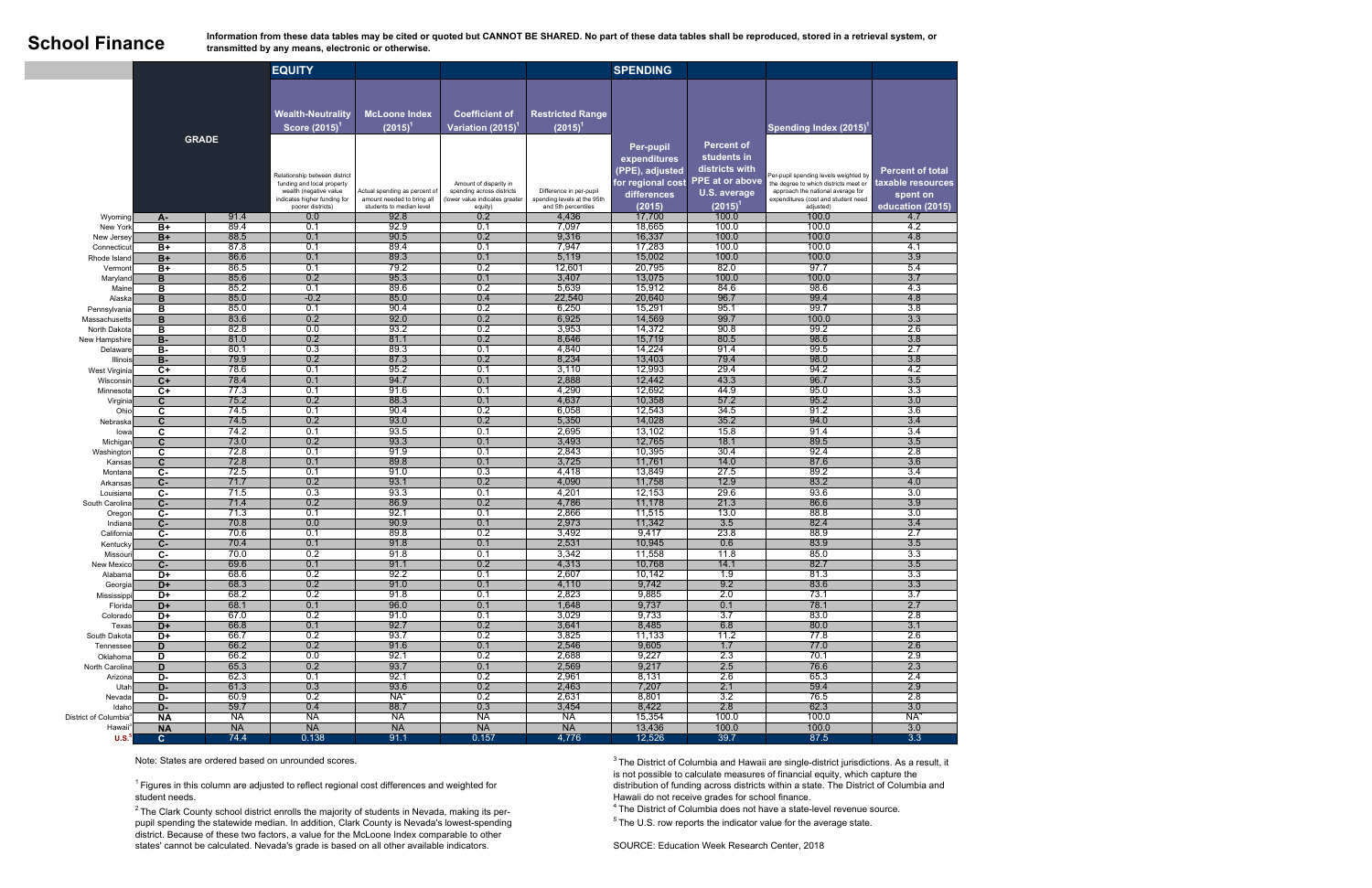# School Finance

**Information from these data tables may be cited or quoted but CANNOT BE SHARED. No part of these data tables shall be reproduced, stored in a retrieval system, or transmitted by any means, electronic or otherwise.**

| | GRADE | | EQUITY | | | | SPENDING | | | |
|---|---|---|---|---|---|---|---|---|---|---|
| | | | Wealth-Neutrality Score (2015)[1] | McLoone Index (2015)[1] | Coefficient of Variation (2015)[1] | Restricted Range (2015)[1] | Per-pupil expenditures (PPE), adjusted for regional cost differences (2015) | Percent of students in districts with PPE at or above U.S. average (2015)[1] | Spending Index (2015)[1] | Percent of total taxable resources spent on education (2015) |
| | | | Relationship between district funding and local property wealth (negative value indicates higher funding for poorer districts) | Actual spending as percent of amount needed to bring all students to median level | Amount of disparity in spending across districts (lower value indicates greater equity) | Difference in per-pupil spending levels at the 95th and 5th percentiles | | | Per-pupil spending levels weighted by the degree to which districts meet or approach the national average for expenditures (cost and student need adjusted) | |
| Wyoming | A- | 91.4 | 0.0 | 92.8 | 0.2 | 4,436 | 17,700 | 100.0 | 100.0 | 4.7 |
| New York | B+ | 89.4 | 0.1 | 92.9 | 0.1 | 7,097 | 18,665 | 100.0 | 100.0 | 4.2 |
| New Jersey | B+ | 88.5 | 0.1 | 90.5 | 0.2 | 9,316 | 16,337 | 100.0 | 100.0 | 4.8 |
| Connecticut | B+ | 87.8 | 0.1 | 89.4 | 0.1 | 7,947 | 17,283 | 100.0 | 100.0 | 4.1 |
| Rhode Island | B+ | 86.6 | 0.1 | 89.3 | 0.1 | 5,119 | 15,002 | 100.0 | 100.0 | 3.9 |
| Vermont | B+ | 86.5 | 0.1 | 79.2 | 0.2 | 12,601 | 20,795 | 82.0 | 97.7 | 5.4 |
| Maryland | B | 85.6 | 0.2 | 95.3 | 0.1 | 3,407 | 13,075 | 100.0 | 100.0 | 3.7 |
| Maine | B | 85.2 | 0.1 | 89.6 | 0.2 | 5,639 | 15,912 | 84.6 | 98.6 | 4.3 |
| Alaska | B | 85.0 | -0.2 | 85.0 | 0.4 | 22,540 | 20,640 | 96.7 | 99.4 | 4.8 |
| Pennsylvania | B | 85.0 | 0.1 | 90.4 | 0.2 | 6,250 | 15,291 | 95.1 | 99.7 | 3.8 |
| Massachusetts | B | 83.6 | 0.2 | 92.0 | 0.2 | 6,925 | 14,569 | 99.7 | 100.0 | 3.3 |
| North Dakota | B | 82.8 | 0.0 | 93.2 | 0.2 | 3,953 | 14,372 | 90.8 | 99.2 | 2.6 |
| New Hampshire | B- | 81.0 | 0.2 | 81.1 | 0.2 | 8,646 | 15,719 | 80.5 | 98.6 | 3.8 |
| Delaware | B- | 80.1 | 0.3 | 89.3 | 0.1 | 4,840 | 14,224 | 91.4 | 99.5 | 2.7 |
| Illinois | B- | 79.9 | 0.2 | 87.3 | 0.2 | 8,234 | 13,403 | 79.4 | 98.0 | 3.8 |
| West Virginia | C+ | 78.6 | 0.1 | 95.2 | 0.1 | 3,110 | 12,993 | 29.4 | 94.2 | 4.2 |
| Wisconsin | C+ | 78.4 | 0.1 | 94.7 | 0.1 | 2,888 | 12,442 | 43.3 | 96.7 | 3.5 |
| Minnesota | C+ | 77.3 | 0.1 | 91.6 | 0.1 | 4,290 | 12,692 | 44.9 | 95.0 | 3.3 |
| Virginia | C | 75.2 | 0.2 | 88.3 | 0.1 | 4,637 | 10,358 | 57.2 | 95.2 | 3.0 |
| Ohio | C | 74.5 | 0.1 | 90.4 | 0.2 | 6,058 | 12,543 | 34.5 | 91.2 | 3.6 |
| Nebraska | C | 74.5 | 0.2 | 93.0 | 0.2 | 5,350 | 14,028 | 35.2 | 94.0 | 3.4 |
| Iowa | C | 74.2 | 0.1 | 93.5 | 0.1 | 2,695 | 13,102 | 15.8 | 91.4 | 3.4 |
| Michigan | C | 73.0 | 0.2 | 93.3 | 0.1 | 3,493 | 12,765 | 18.1 | 89.5 | 3.5 |
| Washington | C | 72.8 | 0.1 | 91.9 | 0.1 | 2,843 | 10,395 | 30.4 | 92.4 | 2.8 |
| Kansas | C | 72.8 | 0.1 | 89.8 | 0.1 | 3,725 | 11,761 | 14.0 | 87.6 | 3.6 |
| Montana | C- | 72.5 | 0.1 | 91.0 | 0.3 | 4,418 | 13,849 | 27.5 | 89.2 | 3.4 |
| Arkansas | C- | 71.7 | 0.2 | 93.1 | 0.2 | 4,090 | 11,758 | 12.9 | 83.2 | 4.0 |
| Louisiana | C- | 71.5 | 0.3 | 93.3 | 0.1 | 4,201 | 12,153 | 29.6 | 93.6 | 3.0 |
| South Carolina | C- | 71.4 | 0.2 | 86.9 | 0.2 | 4,786 | 11,178 | 21.3 | 86.6 | 3.9 |
| Oregon | C- | 71.3 | 0.1 | 92.1 | 0.1 | 2,866 | 11,515 | 13.0 | 88.8 | 3.0 |
| Indiana | C- | 70.8 | 0.0 | 90.9 | 0.1 | 2,973 | 11,342 | 3.5 | 82.4 | 3.4 |
| California | C- | 70.6 | 0.1 | 89.8 | 0.2 | 3,492 | 9,417 | 23.8 | 88.9 | 2.7 |
| Kentucky | C- | 70.4 | 0.1 | 91.8 | 0.1 | 2,531 | 10,945 | 0.6 | 83.9 | 3.5 |
| Missouri | C- | 70.0 | 0.2 | 91.8 | 0.1 | 3,342 | 11,558 | 11.8 | 85.0 | 3.3 |
| New Mexico | C- | 69.6 | 0.1 | 91.1 | 0.2 | 4,313 | 10,768 | 14.1 | 82.7 | 3.5 |
| Alabama | D+ | 68.6 | 0.2 | 92.2 | 0.1 | 2,607 | 10,142 | 1.9 | 81.3 | 3.3 |
| Georgia | D+ | 68.3 | 0.2 | 91.0 | 0.1 | 4,110 | 9,742 | 9.2 | 83.6 | 3.3 |
| Mississippi | D+ | 68.2 | 0.2 | 91.8 | 0.1 | 2,823 | 9,885 | 2.0 | 73.1 | 3.7 |
| Florida | D+ | 68.1 | 0.1 | 96.0 | 0.1 | 1,648 | 9,737 | 0.1 | 78.1 | 2.7 |
| Colorado | D+ | 67.0 | 0.2 | 91.0 | 0.1 | 3,029 | 9,733 | 3.7 | 83.0 | 2.8 |
| Texas | D+ | 66.8 | 0.1 | 92.7 | 0.2 | 3,641 | 8,485 | 6.8 | 80.0 | 3.1 |
| South Dakota | D+ | 66.7 | 0.2 | 93.7 | 0.2 | 3,825 | 11,133 | 11.2 | 77.8 | 2.6 |
| Tennessee | D | 66.2 | 0.2 | 91.6 | 0.1 | 2,546 | 9,605 | 1.7 | 77.0 | 2.6 |
| Oklahoma | D | 66.2 | 0.0 | 92.1 | 0.2 | 2,688 | 9,227 | 2.3 | 70.1 | 2.9 |
| North Carolina | D | 65.3 | 0.2 | 93.7 | 0.1 | 2,569 | 9,217 | 2.5 | 76.6 | 2.3 |
| Arizona | D- | 62.3 | 0.1 | 92.1 | 0.2 | 2,961 | 8,131 | 2.6 | 65.3 | 2.4 |
| Utah | D- | 61.3 | 0.3 | 93.6 | 0.2 | 2,463 | 7,207 | 2.1 | 59.4 | 2.9 |
| Nevada | D- | 60.9 | 0.2 | NA[2] | 0.2 | 2,631 | 8,801 | 3.2 | 76.5 | 2.8 |
| Idaho | D- | 59.7 | 0.4 | 88.7 | 0.3 | 3,454 | 8,422 | 2.8 | 62.3 | 3.0 |
| District of Columbia[3] | NA | NA | NA | NA | NA | NA | 15,354 | 100.0 | 100.0 | NA[4] |
| Hawaii[3] | NA | NA | NA | NA | NA | NA | 13,436 | 100.0 | 100.0 | 3.0 |
| U.S.[5] | C | 74.4 | 0.138 | 91.1 | 0.157 | 4,776 | 12,526 | 39.7 | 87.5 | 3.3 |

Note: States are ordered based on unrounded scores.

[1] Figures in this column are adjusted to reflect regional cost differences and weighted for student needs.

[2] The Clark County school district enrolls the majority of students in Nevada, making its per-pupil spending the statewide median. In addition, Clark County is Nevada's lowest-spending district. Because of these two factors, a value for the McLoone Index comparable to other states' cannot be calculated. Nevada's grade is based on all other available indicators.

[3] The District of Columbia and Hawaii are single-district jurisdictions. As a result, it is not possible to calculate measures of financial equity, which capture the distribution of funding across districts within a state. The District of Columbia and Hawaii do not receive grades for school finance.

[4] The District of Columbia does not have a state-level revenue source.

[5] The U.S. row reports the indicator value for the average state.

SOURCE: Education Week Research Center, 2018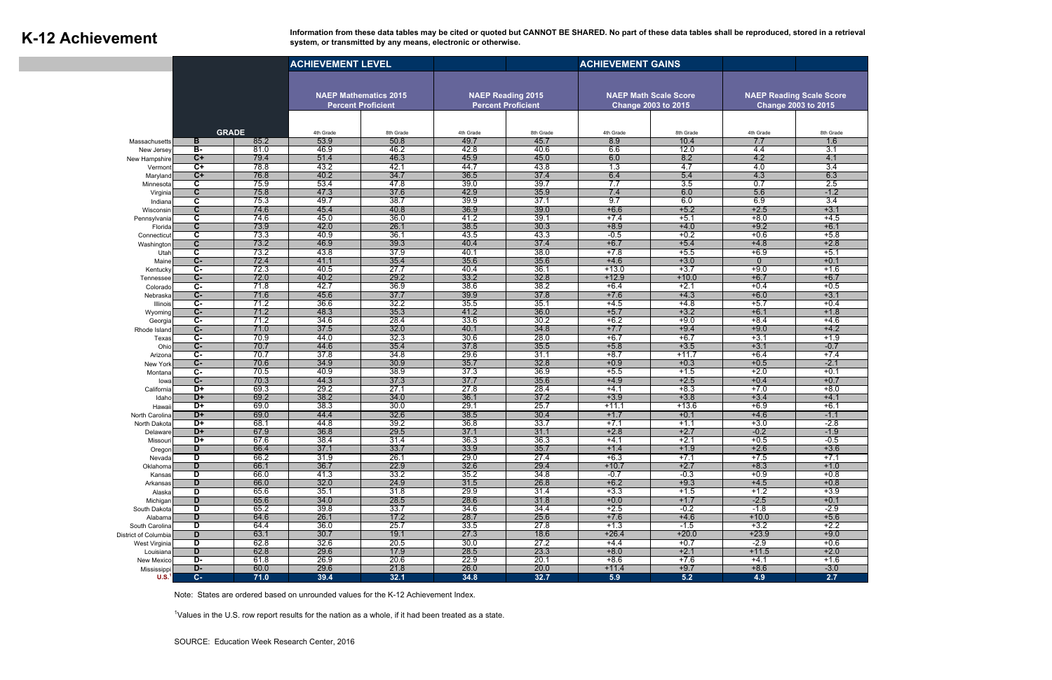# K-12 Achievement

**Information from these data tables may be cited or quoted but CANNOT BE SHARED. No part of these data tables shall be reproduced, stored in a retrieval system, or transmitted by any means, electronic or otherwise.**

| | GRADE | | ACHIEVEMENT LEVEL | | | | ACHIEVEMENT GAINS | | | |
|---|---|---|---|---|---|---|---|---|---|---|
| | | | NAEP Mathematics 2015 Percent Proficient | | NAEP Reading 2015 Percent Proficient | | NAEP Math Scale Score Change 2003 to 2015 | | NAEP Reading Scale Score Change 2003 to 2015 | |
| | | | 4th Grade | 8th Grade | 4th Grade | 8th Grade | 4th Grade | 8th Grade | 4th Grade | 8th Grade |
| Massachusetts | B | 85.2 | 53.9 | 50.8 | 49.7 | 45.7 | 8.9 | 10.4 | 7.7 | 1.6 |
| New Jersey | B- | 81.0 | 46.9 | 46.2 | 42.8 | 40.6 | 6.6 | 12.0 | 4.4 | 3.1 |
| New Hampshire | C+ | 79.4 | 51.4 | 46.3 | 45.9 | 45.0 | 6.0 | 8.2 | 4.2 | 4.1 |
| Vermont | C+ | 78.8 | 43.2 | 42.1 | 44.7 | 43.8 | 1.3 | 4.7 | 4.0 | 3.4 |
| Maryland | C+ | 76.8 | 40.2 | 34.7 | 36.5 | 37.4 | 6.4 | 5.4 | 4.3 | 6.3 |
| Minnesota | C | 75.9 | 53.4 | 47.8 | 39.0 | 39.7 | 7.7 | 3.5 | 0.7 | 2.5 |
| Virginia | C | 75.8 | 47.3 | 37.6 | 42.9 | 35.9 | 7.4 | 6.0 | 5.6 | -1.2 |
| Indiana | C | 75.3 | 49.7 | 38.7 | 39.9 | 37.1 | 9.7 | 6.0 | 6.9 | 3.4 |
| Wisconsin | C | 74.6 | 45.4 | 40.8 | 36.9 | 39.0 | +6.6 | +5.2 | +2.5 | +3.1 |
| Pennsylvania | C | 74.6 | 45.0 | 36.0 | 41.2 | 39.1 | +7.4 | +5.1 | +8.0 | +4.5 |
| Florida | C | 73.9 | 42.0 | 26.1 | 38.5 | 30.3 | +8.9 | +4.0 | +9.2 | +6.1 |
| Connecticut | C | 73.3 | 40.9 | 36.1 | 43.5 | 43.3 | -0.5 | +0.2 | +0.6 | +5.8 |
| Washington | C | 73.2 | 46.9 | 39.3 | 40.4 | 37.4 | +6.7 | +5.4 | +4.8 | +2.8 |
| Utah | C | 73.2 | 43.8 | 37.9 | 40.1 | 38.0 | +7.8 | +5.5 | +6.9 | +5.1 |
| Maine | C- | 72.4 | 41.1 | 35.4 | 35.6 | 35.6 | +4.6 | +3.0 | 0 | +0.1 |
| Kentucky | C- | 72.3 | 40.5 | 27.7 | 40.4 | 36.1 | +13.0 | +3.7 | +9.0 | +1.6 |
| Tennessee | C- | 72.0 | 40.2 | 29.2 | 33.2 | 32.8 | +12.9 | +10.0 | +6.7 | +6.7 |
| Colorado | C- | 71.8 | 42.7 | 36.9 | 38.6 | 38.2 | +6.4 | +2.1 | +0.4 | +0.5 |
| Nebraska | C- | 71.6 | 45.6 | 37.7 | 39.9 | 37.8 | +7.6 | +4.3 | +6.0 | +3.1 |
| Illinois | C- | 71.2 | 36.6 | 32.2 | 35.5 | 35.1 | +4.5 | +4.8 | +5.7 | +0.4 |
| Wyoming | C- | 71.2 | 48.3 | 35.3 | 41.2 | 36.0 | +5.7 | +3.2 | +6.1 | +1.8 |
| Georgia | C- | 71.2 | 34.6 | 28.4 | 33.6 | 30.2 | +6.2 | +9.0 | +8.4 | +4.6 |
| Rhode Island | C- | 71.0 | 37.5 | 32.0 | 40.1 | 34.8 | +7.7 | +9.4 | +9.0 | +4.2 |
| Texas | C- | 70.9 | 44.0 | 32.3 | 30.6 | 28.0 | +6.7 | +6.7 | +3.1 | +1.9 |
| Ohio | C- | 70.7 | 44.6 | 35.4 | 37.8 | 35.5 | +5.8 | +3.5 | +3.1 | -0.7 |
| Arizona | C- | 70.7 | 37.8 | 34.8 | 29.6 | 31.1 | +8.7 | +11.7 | +6.4 | +7.4 |
| New York | C- | 70.6 | 34.9 | 30.9 | 35.7 | 32.8 | +0.9 | +0.3 | +0.5 | -2.1 |
| Montana | C- | 70.5 | 40.9 | 38.9 | 37.3 | 36.9 | +5.5 | +1.5 | +2.0 | +0.1 |
| Iowa | C- | 70.3 | 44.3 | 37.3 | 37.7 | 35.6 | +4.9 | +2.5 | +0.4 | +0.7 |
| California | D+ | 69.3 | 29.2 | 27.1 | 27.8 | 28.4 | +4.1 | +8.3 | +7.0 | +8.0 |
| Idaho | D+ | 69.2 | 38.2 | 34.0 | 36.1 | 37.2 | +3.9 | +3.8 | +3.4 | +4.1 |
| Hawaii | D+ | 69.0 | 38.3 | 30.0 | 29.1 | 25.7 | +11.1 | +13.6 | +6.9 | +6.1 |
| North Carolina | D+ | 69.0 | 44.4 | 32.6 | 38.5 | 30.4 | +1.7 | +0.1 | +4.6 | -1.1 |
| North Dakota | D+ | 68.1 | 44.8 | 39.2 | 36.8 | 33.7 | +7.1 | +1.1 | +3.0 | -2.8 |
| Delaware | D+ | 67.9 | 36.8 | 29.5 | 37.1 | 31.1 | +2.8 | +2.7 | -0.2 | -1.9 |
| Missouri | D+ | 67.6 | 38.4 | 31.4 | 36.3 | 36.3 | +4.1 | +2.1 | +0.5 | -0.5 |
| Oregon | D | 66.4 | 37.1 | 33.7 | 33.9 | 35.7 | +1.4 | +1.9 | +2.6 | +3.6 |
| Nevada | D | 66.2 | 31.9 | 26.1 | 29.0 | 27.4 | +6.3 | +7.1 | +7.5 | +7.1 |
| Oklahoma | D | 66.1 | 36.7 | 22.9 | 32.6 | 29.4 | +10.7 | +2.7 | +8.3 | +1.0 |
| Kansas | D | 66.0 | 41.3 | 33.2 | 35.2 | 34.8 | -0.7 | -0.3 | +0.9 | +0.8 |
| Arkansas | D | 66.0 | 32.0 | 24.9 | 31.5 | 26.8 | +6.2 | +9.3 | +4.5 | +0.8 |
| Alaska | D | 65.6 | 35.1 | 31.8 | 29.9 | 31.4 | +3.3 | +1.5 | +1.2 | +3.9 |
| Michigan | D | 65.6 | 34.0 | 28.5 | 28.6 | 31.8 | +0.0 | +1.7 | -2.5 | +0.1 |
| South Dakota | D | 65.2 | 39.8 | 33.7 | 34.6 | 34.4 | +2.5 | -0.2 | -1.8 | -2.9 |
| Alabama | D | 64.6 | 26.1 | 17.2 | 28.7 | 25.6 | +7.6 | +4.6 | +10.0 | +5.6 |
| South Carolina | D | 64.4 | 36.0 | 25.7 | 33.5 | 27.8 | +1.3 | -1.5 | +3.2 | +2.2 |
| District of Columbia | D | 63.1 | 30.7 | 19.1 | 27.3 | 18.6 | +26.4 | +20.0 | +23.9 | +9.0 |
| West Virginia | D | 62.8 | 32.6 | 20.5 | 30.0 | 27.2 | +4.4 | +0.7 | -2.9 | +0.6 |
| Louisiana | D | 62.8 | 29.6 | 17.9 | 28.5 | 23.3 | +8.0 | +2.1 | +11.5 | +2.0 |
| New Mexico | D- | 61.8 | 26.9 | 20.6 | 22.9 | 20.1 | +8.6 | +7.6 | +4.1 | +1.6 |
| Mississippi | D- | 60.0 | 29.6 | 21.8 | 26.0 | 20.0 | +11.4 | +9.7 | +8.6 | -3.0 |
| **U.S.[1]** | **C-** | **71.0** | **39.4** | **32.1** | **34.8** | **32.7** | **5.9** | **5.2** | **4.9** | **2.7** |

Note: States are ordered based on unrounded values for the K-12 Achievement Index.

[1]Values in the U.S. row report results for the nation as a whole, if it had been treated as a state.

SOURCE: Education Week Research Center, 2016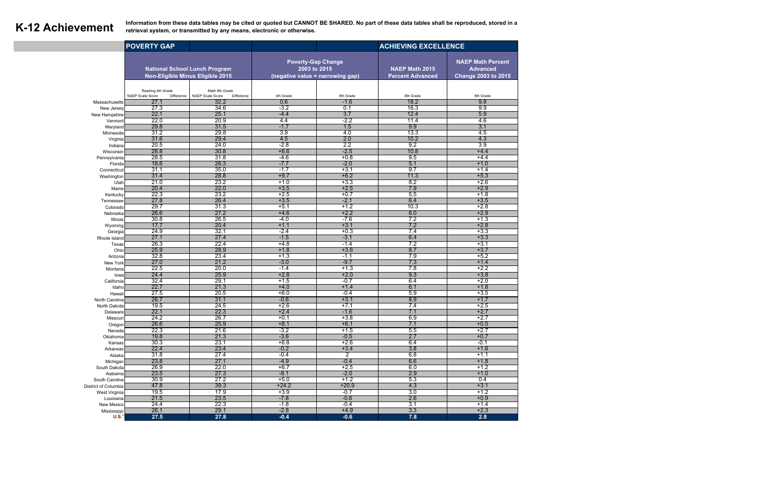# K-12 Achievement

**Information from these data tables may be cited or quoted but CANNOT BE SHARED. No part of these data tables shall be reproduced, stored in a retrieval system, or transmitted by any means, electronic or otherwise.**

| | POVERTY GAP | | | | ACHIEVING EXCELLENCE | |
|---|---|---|---|---|---|---|
| | National School Lunch Program Non-Eligible Minus Eligible 2015 | | Poverty-Gap Change 2003 to 2015 (negative value = narrowing gap) | | NAEP Math 2015 Percent Advanced | NAEP Math Percent Advanced Change 2003 to 2015 |
| | Reading 4th Grade NAEP Scale Score Difference | Math 8th Grade NAEP Scale Score Difference | 4th Grade | 8th Grade | 8th Grade | 8th Grade |
| Massachusetts | 27.1 | 32.2 | 0.6 | -1.6 | 18.2 | 9.8 |
| New Jersey | 27.3 | 34.6 | -3.2 | 0.1 | 16.3 | 9.9 |
| New Hampshire | 22.1 | 25.1 | -4.4 | 3.7 | 12.4 | 5.9 |
| Vermont | 22.0 | 20.9 | 4.4 | -2.2 | 11.4 | 4.6 |
| Maryland | 29.8 | 31.5 | -1.7 | 1.5 | 9.9 | 3.1 |
| Minnesota | 31.2 | 29.8 | 3.9 | 4.0 | 13.3 | 4.5 |
| Virginia | 31.6 | 29.4 | 4.5 | 2.0 | 10.2 | 4.3 |
| Indiana | 20.5 | 24.0 | -2.8 | 2.2 | 9.2 | 3.9 |
| Wisconsin | 28.8 | 30.8 | +6.6 | -2.5 | 10.8 | +4.4 |
| Pennsylvania | 28.5 | 31.8 | -4.6 | +0.8 | 9.5 | +4.4 |
| Florida | 18.6 | 26.3 | -7.7 | -2.0 | 5.1 | +1.0 |
| Connecticut | 31.1 | 35.0 | -1.7 | +3.1 | 9.7 | +1.4 |
| Washington | 31.4 | 28.8 | +9.7 | +6.2 | 11.3 | +5.3 |
| Utah | 21.0 | 23.2 | +1.0 | +3.3 | 8.2 | +2.6 |
| Maine | 20.4 | 22.0 | +3.5 | +2.5 | 7.9 | +2.9 |
| Kentucky | 22.3 | 23.2 | +2.5 | +0.7 | 5.5 | +1.8 |
| Tennessee | 27.8 | 26.4 | +3.5 | -2.1 | 6.4 | +3.5 |
| Colorado | 29.7 | 31.3 | +5.1 | +1.2 | 10.3 | +2.8 |
| Nebraska | 26.6 | 27.2 | +4.6 | +2.2 | 8.0 | +2.9 |
| Illinois | 30.8 | 26.5 | -4.0 | -7.6 | 7.2 | +1.3 |
| Wyoming | 17.7 | 20.4 | +1.1 | +3.1 | 7.2 | +2.8 |
| Georgia | 24.9 | 32.1 | -2.4 | +0.3 | 7.4 | +3.3 |
| Rhode Island | 27.1 | 27.4 | -1.5 | -3.1 | 6.4 | +3.3 |
| Texas | 26.3 | 22.4 | +4.8 | -1.4 | 7.2 | +3.1 |
| Ohio | 25.9 | 28.9 | +1.8 | +3.6 | 8.7 | +3.7 |
| Arizona | 32.8 | 23.4 | +1.3 | -1.1 | 7.9 | +5.2 |
| New York | 27.0 | 21.2 | -3.0 | -9.7 | 7.3 | +1.4 |
| Montana | 22.5 | 20.0 | -1.4 | +1.3 | 7.8 | +2.2 |
| Iowa | 24.4 | 25.9 | +2.8 | +2.0 | 9.3 | +3.8 |
| California | 32.4 | 29.1 | +1.5 | -0.7 | 6.4 | +2.0 |
| Idaho | 22.7 | 21.3 | +4.0 | +1.4 | 6.1 | +1.8 |
| Hawaii | 27.5 | 20.5 | +6.0 | -0.4 | 5.9 | +3.5 |
| North Carolina | 26.7 | 31.1 | -0.6 | +3.1 | 8.9 | +1.7 |
| North Dakota | 19.5 | 24.5 | +2.6 | +7.1 | 7.4 | +2.5 |
| Delaware | 22.1 | 22.3 | +2.4 | -1.6 | 7.1 | +2.7 |
| Missouri | 24.2 | 26.7 | +0.1 | +3.8 | 6.9 | +2.7 |
| Oregon | 26.6 | 25.9 | +8.1 | +6.1 | 7.1 | +0.5 |
| Nevada | 22.3 | 21.6 | -3.2 | +1.5 | 5.5 | +2.7 |
| Oklahoma | 19.8 | 21.3 | -3.6 | -0.5 | 2.7 | +0.7 |
| Kansas | 30.3 | 23.1 | +6.8 | +2.6 | 6.4 | -0.1 |
| Arkansas | 22.4 | 23.4 | -0.2 | +3.4 | 3.8 | +1.6 |
| Alaska | 31.8 | 27.4 | -0.4 | 2 | 6.8 | +1.1 |
| Michigan | 23.8 | 27.1 | -4.9 | -0.4 | 6.6 | +1.8 |
| South Dakota | 26.9 | 22.0 | +6.7 | +2.5 | 6.0 | +1.2 |
| Alabama | 23.5 | 27.3 | -8.1 | -2.0 | 2.9 | +1.0 |
| South Carolina | 30.9 | 27.2 | +5.0 | +1.2 | 5.3 | 0.4 |
| District of Columbia | 47.8 | 39.3 | +24.2 | +20.9 | 4.3 | +3.1 |
| West Virginia | 19.5 | 17.9 | +3.9 | -0.7 | 3.0 | +1.2 |
| Louisiana | 21.5 | 23.5 | -7.8 | -0.6 | 2.6 | +0.9 |
| New Mexico | 24.4 | 22.3 | -1.8 | -0.4 | 3.1 | +1.4 |
| Mississippi | 26.1 | 29.1 | -2.8 | +4.9 | 3.3 | +2.3 |
| **U.S.[1]** | **27.5** | **27.8** | **-0.4** | **-0.6** | **7.8** | **2.8** |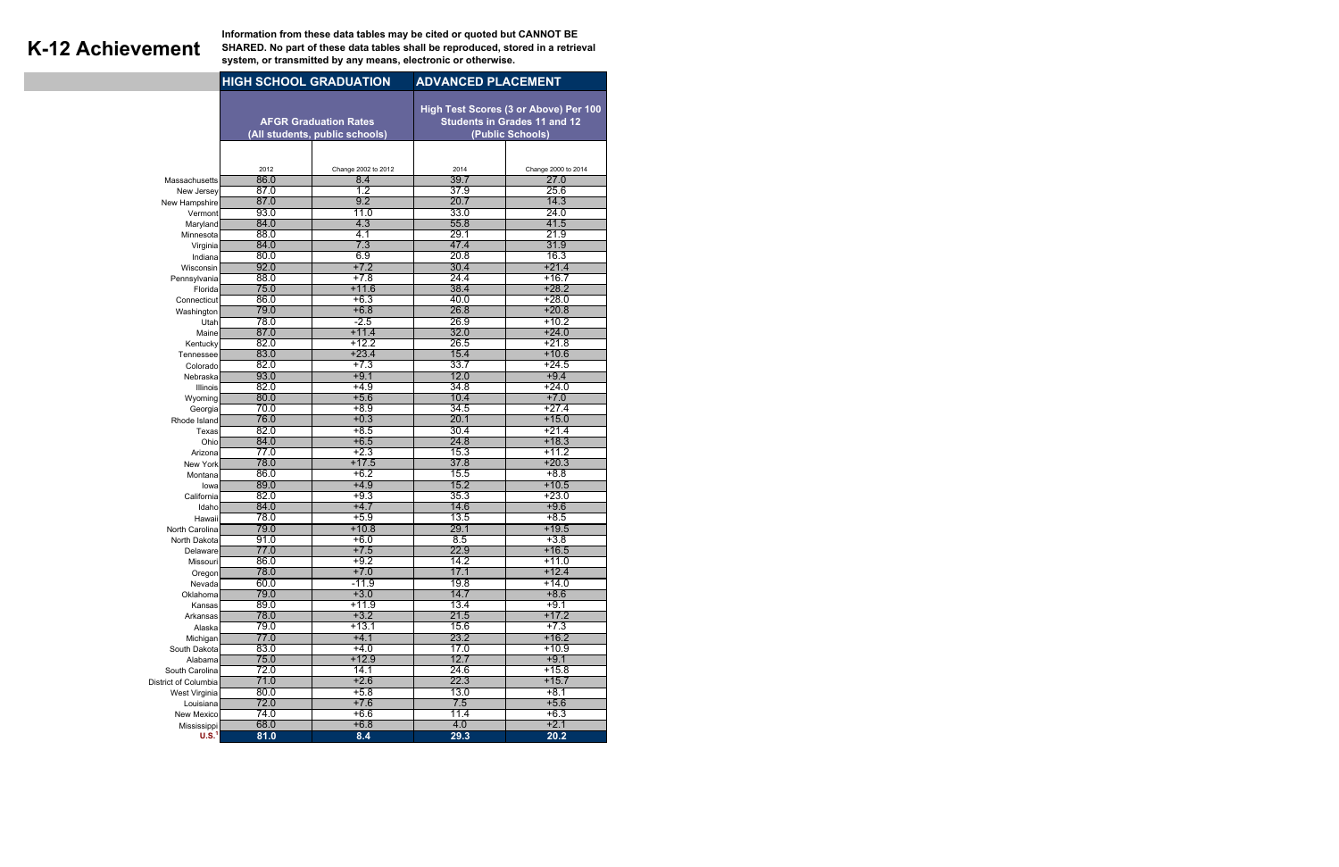# K-12 Achievement

**Information from these data tables may be cited or quoted but CANNOT BE SHARED. No part of these data tables shall be reproduced, stored in a retrieval system, or transmitted by any means, electronic or otherwise.**

| | HIGH SCHOOL GRADUATION | | ADVANCED PLACEMENT | |
|---|---|---|---|---|
| | AFGR Graduation Rates (All students, public schools) | | High Test Scores (3 or Above) Per 100 Students in Grades 11 and 12 (Public Schools) | |
| | 2012 | Change 2002 to 2012 | 2014 | Change 2000 to 2014 |
| Massachusetts | 86.0 | 8.4 | 39.7 | 27.0 |
| New Jersey | 87.0 | 1.2 | 37.9 | 25.6 |
| New Hampshire | 87.0 | 9.2 | 20.7 | 14.3 |
| Vermont | 93.0 | 11.0 | 33.0 | 24.0 |
| Maryland | 84.0 | 4.3 | 55.8 | 41.5 |
| Minnesota | 88.0 | 4.1 | 29.1 | 21.9 |
| Virginia | 84.0 | 7.3 | 47.4 | 31.9 |
| Indiana | 80.0 | 6.9 | 20.8 | 16.3 |
| Wisconsin | 92.0 | +7.2 | 30.4 | +21.4 |
| Pennsylvania | 88.0 | +7.8 | 24.4 | +16.7 |
| Florida | 75.0 | +11.6 | 38.4 | +28.2 |
| Connecticut | 86.0 | +6.3 | 40.0 | +28.0 |
| Washington | 79.0 | +6.8 | 26.8 | +20.8 |
| Utah | 78.0 | -2.5 | 26.9 | +10.2 |
| Maine | 87.0 | +11.4 | 32.0 | +24.0 |
| Kentucky | 82.0 | +12.2 | 26.5 | +21.8 |
| Tennessee | 83.0 | +23.4 | 15.4 | +10.6 |
| Colorado | 82.0 | +7.3 | 33.7 | +24.5 |
| Nebraska | 93.0 | +9.1 | 12.0 | +9.4 |
| Illinois | 82.0 | +4.9 | 34.8 | +24.0 |
| Wyoming | 80.0 | +5.6 | 10.4 | +7.0 |
| Georgia | 70.0 | +8.9 | 34.5 | +27.4 |
| Rhode Island | 76.0 | +0.3 | 20.1 | +15.0 |
| Texas | 82.0 | +8.5 | 30.4 | +21.4 |
| Ohio | 84.0 | +6.5 | 24.8 | +18.3 |
| Arizona | 77.0 | +2.3 | 15.3 | +11.2 |
| New York | 78.0 | +17.5 | 37.8 | +20.3 |
| Montana | 86.0 | +6.2 | 15.5 | +8.8 |
| Iowa | 89.0 | +4.9 | 15.2 | +10.5 |
| California | 82.0 | +9.3 | 35.3 | +23.0 |
| Idaho | 84.0 | +4.7 | 14.6 | +9.6 |
| Hawaii | 78.0 | +5.9 | 13.5 | +8.5 |
| North Carolina | 79.0 | +10.8 | 29.1 | +19.5 |
| North Dakota | 91.0 | +6.0 | 8.5 | +3.8 |
| Delaware | 77.0 | +7.5 | 22.9 | +16.5 |
| Missouri | 86.0 | +9.2 | 14.2 | +11.0 |
| Oregon | 78.0 | +7.0 | 17.1 | +12.4 |
| Nevada | 60.0 | -11.9 | 19.8 | +14.0 |
| Oklahoma | 79.0 | +3.0 | 14.7 | +8.6 |
| Kansas | 89.0 | +11.9 | 13.4 | +9.1 |
| Arkansas | 78.0 | +3.2 | 21.5 | +17.2 |
| Alaska | 79.0 | +13.1 | 15.6 | +7.3 |
| Michigan | 77.0 | +4.1 | 23.2 | +16.2 |
| South Dakota | 83.0 | +4.0 | 17.0 | +10.9 |
| Alabama | 75.0 | +12.9 | 12.7 | +9.1 |
| South Carolina | 72.0 | 14.1 | 24.6 | +15.8 |
| District of Columbia | 71.0 | +2.6 | 22.3 | +15.7 |
| West Virginia | 80.0 | +5.8 | 13.0 | +8.1 |
| Louisiana | 72.0 | +7.6 | 7.5 | +5.6 |
| New Mexico | 74.0 | +6.6 | 11.4 | +6.3 |
| Mississippi | 68.0 | +6.8 | 4.0 | +2.1 |
| **U.S.[1]** | **81.0** | **8.4** | **29.3** | **20.2** |